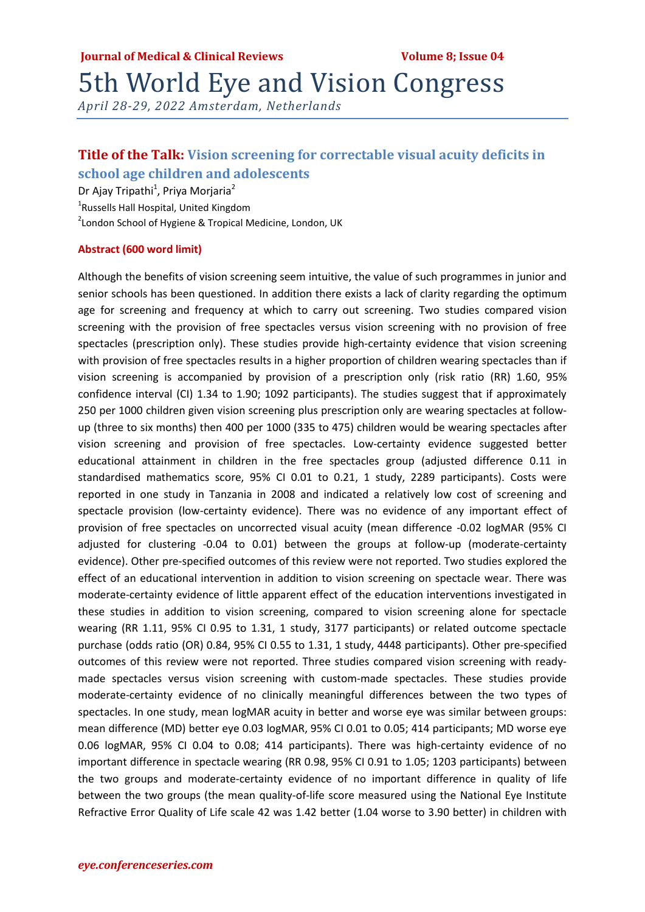# 5th World Eye and Vision Congress

*April 28-29, 2022 Amsterdam, Netherlands*

## Title of the Talk: Vision screening for correctable visual acuity deficits in school age children and adolescents

Dr Ajay Tripathi[1], Priya Morjaria[2]

[1]Russells Hall Hospital, United Kingdom

[2]London School of Hygiene & Tropical Medicine, London, UK

### Abstract (600 word limit)

Although the benefits of vision screening seem intuitive, the value of such programmes in junior and senior schools has been questioned. In addition there exists a lack of clarity regarding the optimum age for screening and frequency at which to carry out screening. Two studies compared vision screening with the provision of free spectacles versus vision screening with no provision of free spectacles (prescription only). These studies provide high-certainty evidence that vision screening with provision of free spectacles results in a higher proportion of children wearing spectacles than if vision screening is accompanied by provision of a prescription only (risk ratio (RR) 1.60, 95% confidence interval (CI) 1.34 to 1.90; 1092 participants). The studies suggest that if approximately 250 per 1000 children given vision screening plus prescription only are wearing spectacles at follow-up (three to six months) then 400 per 1000 (335 to 475) children would be wearing spectacles after vision screening and provision of free spectacles. Low-certainty evidence suggested better educational attainment in children in the free spectacles group (adjusted difference 0.11 in standardised mathematics score, 95% CI 0.01 to 0.21, 1 study, 2289 participants). Costs were reported in one study in Tanzania in 2008 and indicated a relatively low cost of screening and spectacle provision (low-certainty evidence). There was no evidence of any important effect of provision of free spectacles on uncorrected visual acuity (mean difference -0.02 logMAR (95% CI adjusted for clustering -0.04 to 0.01) between the groups at follow-up (moderate-certainty evidence). Other pre-specified outcomes of this review were not reported. Two studies explored the effect of an educational intervention in addition to vision screening on spectacle wear. There was moderate-certainty evidence of little apparent effect of the education interventions investigated in these studies in addition to vision screening, compared to vision screening alone for spectacle wearing (RR 1.11, 95% CI 0.95 to 1.31, 1 study, 3177 participants) or related outcome spectacle purchase (odds ratio (OR) 0.84, 95% CI 0.55 to 1.31, 1 study, 4448 participants). Other pre-specified outcomes of this review were not reported. Three studies compared vision screening with ready-made spectacles versus vision screening with custom-made spectacles. These studies provide moderate-certainty evidence of no clinically meaningful differences between the two types of spectacles. In one study, mean logMAR acuity in better and worse eye was similar between groups: mean difference (MD) better eye 0.03 logMAR, 95% CI 0.01 to 0.05; 414 participants; MD worse eye 0.06 logMAR, 95% CI 0.04 to 0.08; 414 participants). There was high-certainty evidence of no important difference in spectacle wearing (RR 0.98, 95% CI 0.91 to 1.05; 1203 participants) between the two groups and moderate-certainty evidence of no important difference in quality of life between the two groups (the mean quality-of-life score measured using the National Eye Institute Refractive Error Quality of Life scale 42 was 1.42 better (1.04 worse to 3.90 better) in children with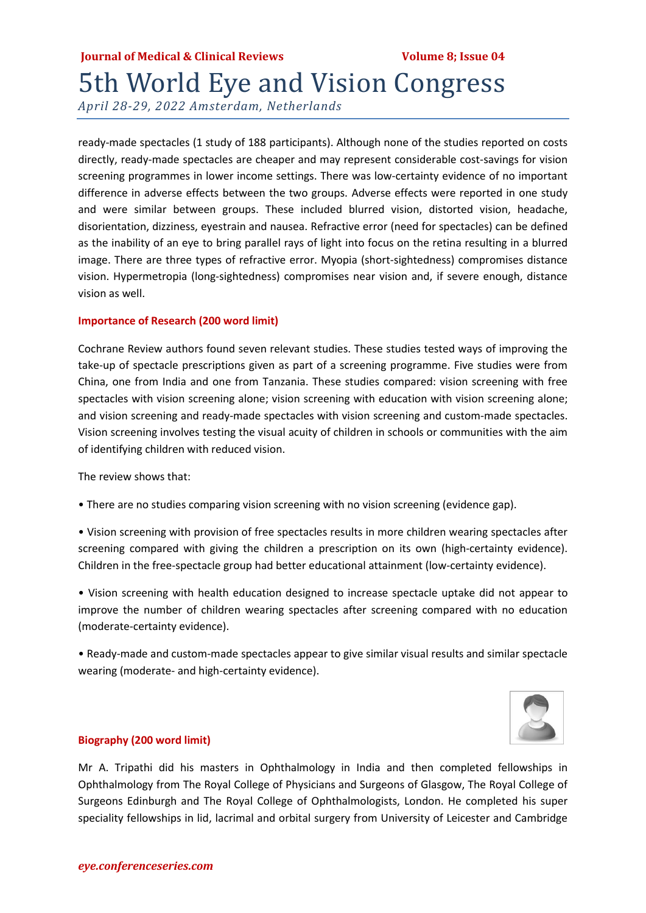ready-made spectacles (1 study of 188 participants). Although none of the studies reported on costs directly, ready-made spectacles are cheaper and may represent considerable cost-savings for vision screening programmes in lower income settings. There was low-certainty evidence of no important difference in adverse effects between the two groups. Adverse effects were reported in one study and were similar between groups. These included blurred vision, distorted vision, headache, disorientation, dizziness, eyestrain and nausea. Refractive error (need for spectacles) can be defined as the inability of an eye to bring parallel rays of light into focus on the retina resulting in a blurred image. There are three types of refractive error. Myopia (short-sightedness) compromises distance vision. Hypermetropia (long-sightedness) compromises near vision and, if severe enough, distance vision as well.

### Importance of Research (200 word limit)

Cochrane Review authors found seven relevant studies. These studies tested ways of improving the take-up of spectacle prescriptions given as part of a screening programme. Five studies were from China, one from India and one from Tanzania. These studies compared: vision screening with free spectacles with vision screening alone; vision screening with education with vision screening alone; and vision screening and ready-made spectacles with vision screening and custom-made spectacles. Vision screening involves testing the visual acuity of children in schools or communities with the aim of identifying children with reduced vision.

The review shows that:

- There are no studies comparing vision screening with no vision screening (evidence gap).
- Vision screening with provision of free spectacles results in more children wearing spectacles after screening compared with giving the children a prescription on its own (high-certainty evidence). Children in the free-spectacle group had better educational attainment (low-certainty evidence).
- Vision screening with health education designed to increase spectacle uptake did not appear to improve the number of children wearing spectacles after screening compared with no education (moderate-certainty evidence).
- Ready-made and custom-made spectacles appear to give similar visual results and similar spectacle wearing (moderate- and high-certainty evidence).

### Biography (200 word limit)

Mr A. Tripathi did his masters in Ophthalmology in India and then completed fellowships in Ophthalmology from The Royal College of Physicians and Surgeons of Glasgow, The Royal College of Surgeons Edinburgh and The Royal College of Ophthalmologists, London. He completed his super speciality fellowships in lid, lacrimal and orbital surgery from University of Leicester and Cambridge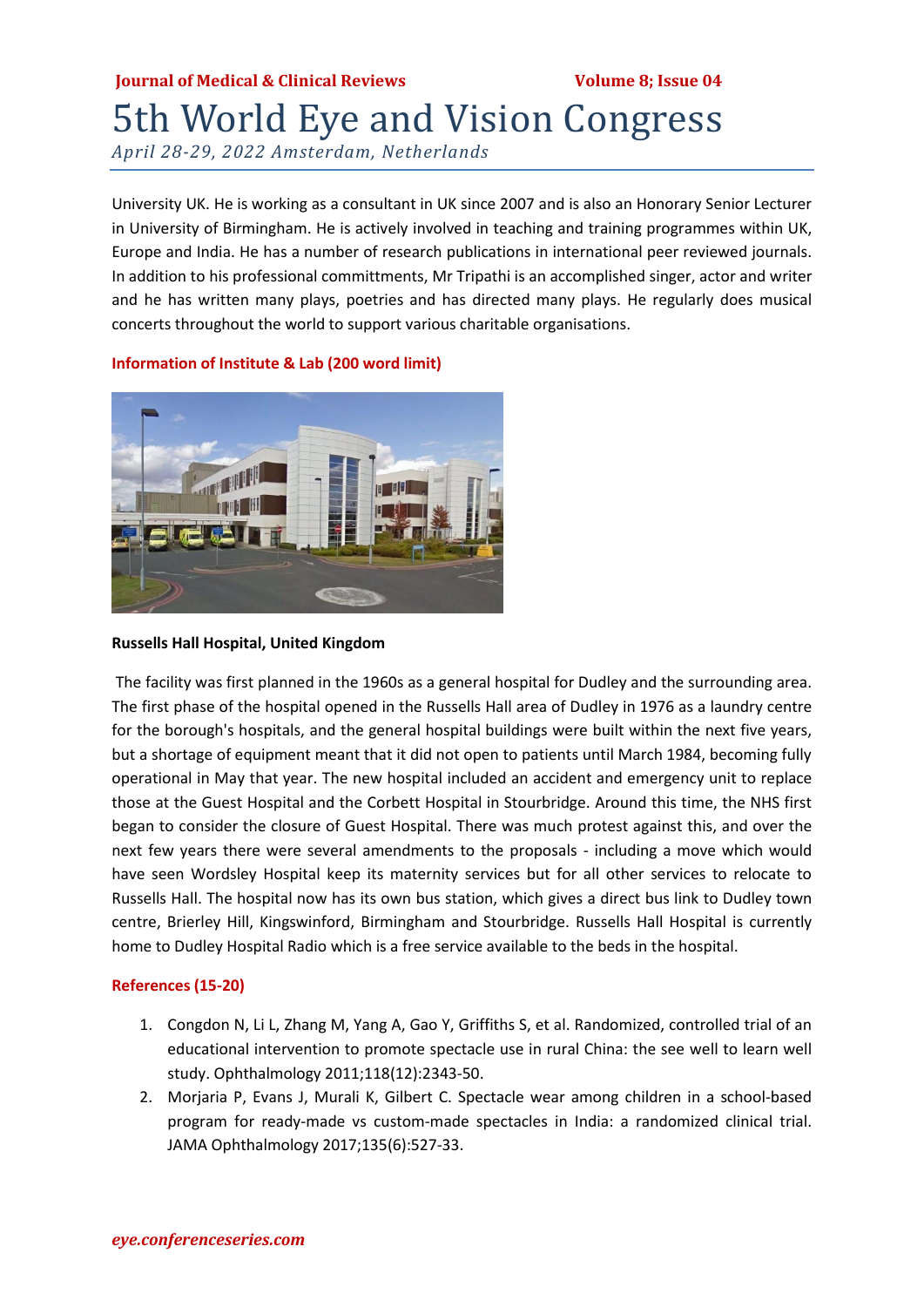University UK. He is working as a consultant in UK since 2007 and is also an Honorary Senior Lecturer in University of Birmingham. He is actively involved in teaching and training programmes within UK, Europe and India. He has a number of research publications in international peer reviewed journals. In addition to his professional committments, Mr Tripathi is an accomplished singer, actor and writer and he has written many plays, poetries and has directed many plays. He regularly does musical concerts throughout the world to support various charitable organisations.

## Information of Institute & Lab (200 word limit)

**Russells Hall Hospital, United Kingdom**

The facility was first planned in the 1960s as a general hospital for Dudley and the surrounding area. The first phase of the hospital opened in the Russells Hall area of Dudley in 1976 as a laundry centre for the borough's hospitals, and the general hospital buildings were built within the next five years, but a shortage of equipment meant that it did not open to patients until March 1984, becoming fully operational in May that year. The new hospital included an accident and emergency unit to replace those at the Guest Hospital and the Corbett Hospital in Stourbridge. Around this time, the NHS first began to consider the closure of Guest Hospital. There was much protest against this, and over the next few years there were several amendments to the proposals - including a move which would have seen Wordsley Hospital keep its maternity services but for all other services to relocate to Russells Hall. The hospital now has its own bus station, which gives a direct bus link to Dudley town centre, Brierley Hill, Kingswinford, Birmingham and Stourbridge. Russells Hall Hospital is currently home to Dudley Hospital Radio which is a free service available to the beds in the hospital.

## References (15-20)

1. Congdon N, Li L, Zhang M, Yang A, Gao Y, Griffiths S, et al. Randomized, controlled trial of an educational intervention to promote spectacle use in rural China: the see well to learn well study. Ophthalmology 2011;118(12):2343-50.
2. Morjaria P, Evans J, Murali K, Gilbert C. Spectacle wear among children in a school-based program for ready-made vs custom-made spectacles in India: a randomized clinical trial. JAMA Ophthalmology 2017;135(6):527-33.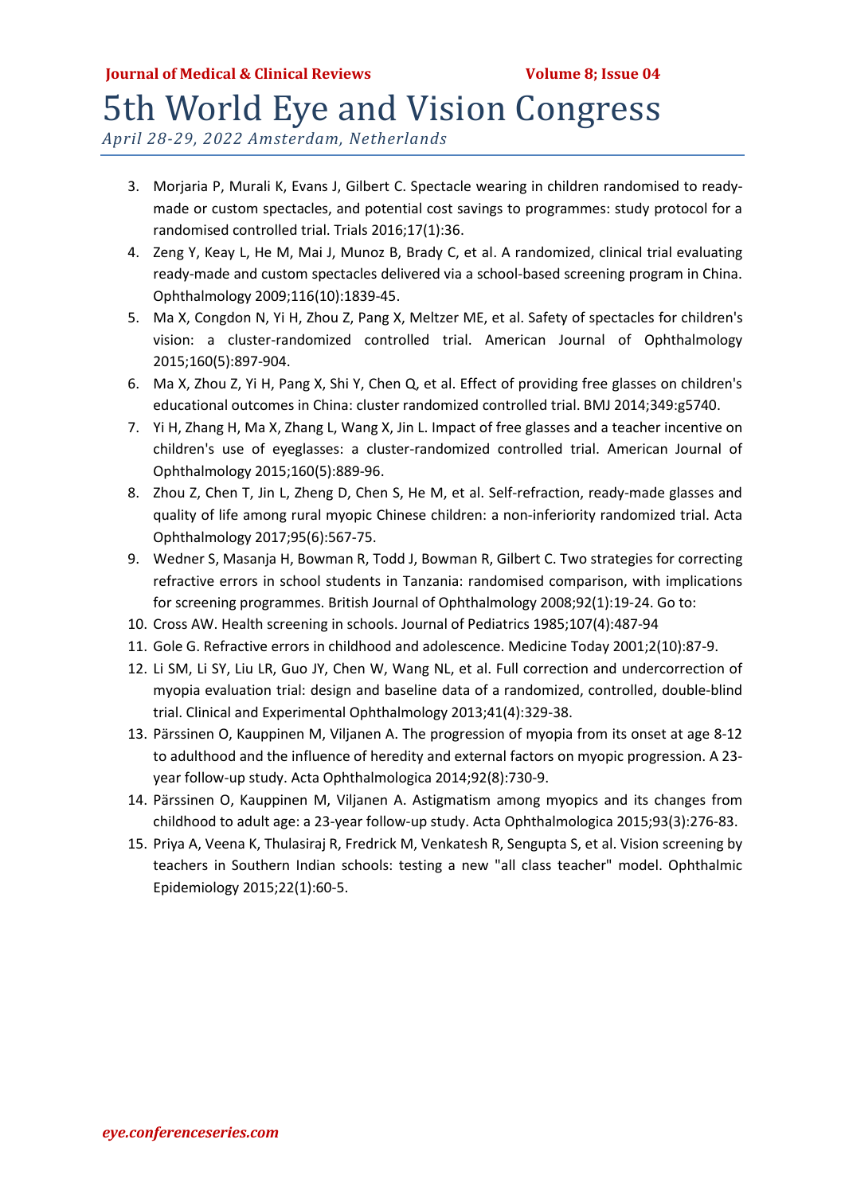3. Morjaria P, Murali K, Evans J, Gilbert C. Spectacle wearing in children randomised to ready-made or custom spectacles, and potential cost savings to programmes: study protocol for a randomised controlled trial. Trials 2016;17(1):36.
4. Zeng Y, Keay L, He M, Mai J, Munoz B, Brady C, et al. A randomized, clinical trial evaluating ready-made and custom spectacles delivered via a school-based screening program in China. Ophthalmology 2009;116(10):1839-45.
5. Ma X, Congdon N, Yi H, Zhou Z, Pang X, Meltzer ME, et al. Safety of spectacles for children's vision: a cluster-randomized controlled trial. American Journal of Ophthalmology 2015;160(5):897-904.
6. Ma X, Zhou Z, Yi H, Pang X, Shi Y, Chen Q, et al. Effect of providing free glasses on children's educational outcomes in China: cluster randomized controlled trial. BMJ 2014;349:g5740.
7. Yi H, Zhang H, Ma X, Zhang L, Wang X, Jin L. Impact of free glasses and a teacher incentive on children's use of eyeglasses: a cluster-randomized controlled trial. American Journal of Ophthalmology 2015;160(5):889-96.
8. Zhou Z, Chen T, Jin L, Zheng D, Chen S, He M, et al. Self-refraction, ready-made glasses and quality of life among rural myopic Chinese children: a non-inferiority randomized trial. Acta Ophthalmology 2017;95(6):567-75.
9. Wedner S, Masanja H, Bowman R, Todd J, Bowman R, Gilbert C. Two strategies for correcting refractive errors in school students in Tanzania: randomised comparison, with implications for screening programmes. British Journal of Ophthalmology 2008;92(1):19-24. Go to:
10. Cross AW. Health screening in schools. Journal of Pediatrics 1985;107(4):487-94
11. Gole G. Refractive errors in childhood and adolescence. Medicine Today 2001;2(10):87-9.
12. Li SM, Li SY, Liu LR, Guo JY, Chen W, Wang NL, et al. Full correction and undercorrection of myopia evaluation trial: design and baseline data of a randomized, controlled, double-blind trial. Clinical and Experimental Ophthalmology 2013;41(4):329-38.
13. Pärssinen O, Kauppinen M, Viljanen A. The progression of myopia from its onset at age 8-12 to adulthood and the influence of heredity and external factors on myopic progression. A 23-year follow-up study. Acta Ophthalmologica 2014;92(8):730-9.
14. Pärssinen O, Kauppinen M, Viljanen A. Astigmatism among myopics and its changes from childhood to adult age: a 23-year follow-up study. Acta Ophthalmologica 2015;93(3):276-83.
15. Priya A, Veena K, Thulasiraj R, Fredrick M, Venkatesh R, Sengupta S, et al. Vision screening by teachers in Southern Indian schools: testing a new "all class teacher" model. Ophthalmic Epidemiology 2015;22(1):60-5.